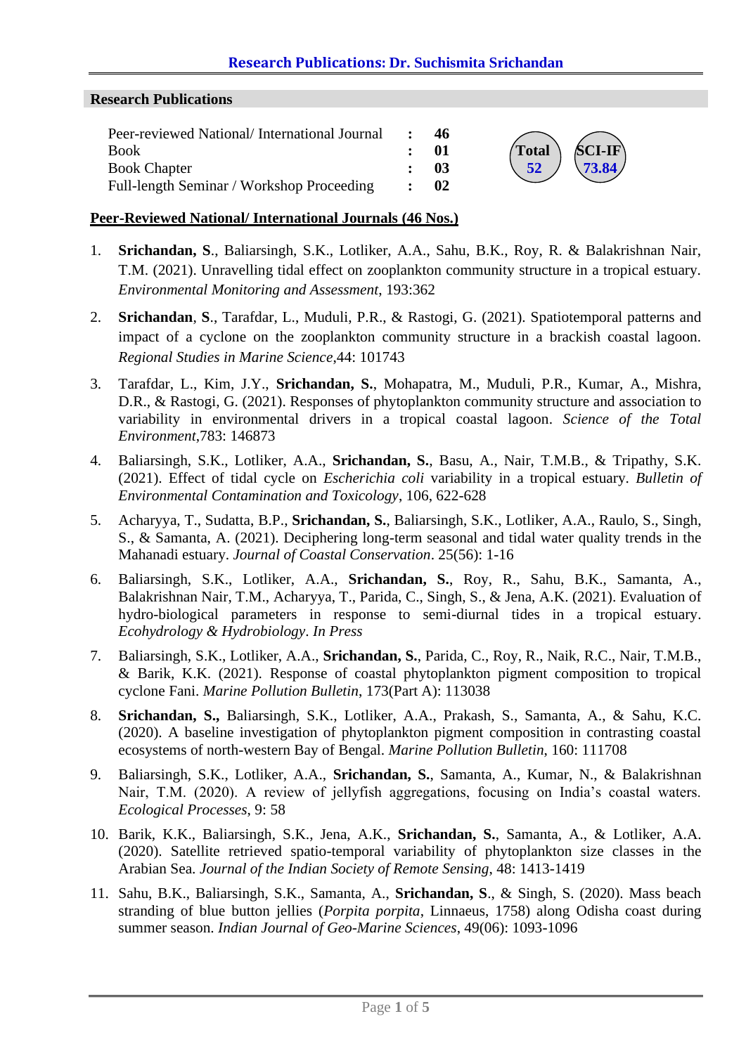# Research Publications: Dr. Suchismita Srichandan

## Research Publications

| | | |
|---|---|---|
| Peer-reviewed National/ International Journal | : | **46** |
| Book | : | **01** |
| Book Chapter | : | **03** |
| Full-length Seminar / Workshop Proceeding | : | **02** |

**Total 52** **SCI-IF 73.84**

### Peer-Reviewed National/ International Journals (46 Nos.)

1. **Srichandan, S**., Baliarsingh, S.K., Lotliker, A.A., Sahu, B.K., Roy, R. & Balakrishnan Nair, T.M. (2021). Unravelling tidal effect on zooplankton community structure in a tropical estuary. *Environmental Monitoring and Assessment*, 193:362

2. **Srichandan**, **S**., Tarafdar, L., Muduli, P.R., & Rastogi, G. (2021). Spatiotemporal patterns and impact of a cyclone on the zooplankton community structure in a brackish coastal lagoon. *Regional Studies in Marine Science*,44: 101743

3. Tarafdar, L., Kim, J.Y., **Srichandan, S.**, Mohapatra, M., Muduli, P.R., Kumar, A., Mishra, D.R., & Rastogi, G. (2021). Responses of phytoplankton community structure and association to variability in environmental drivers in a tropical coastal lagoon. *Science of the Total Environment*,783: 146873

4. Baliarsingh, S.K., Lotliker, A.A., **Srichandan, S.**, Basu, A., Nair, T.M.B., & Tripathy, S.K. (2021). Effect of tidal cycle on *Escherichia coli* variability in a tropical estuary. *Bulletin of Environmental Contamination and Toxicology*, 106, 622-628

5. Acharyya, T., Sudatta, B.P., **Srichandan, S.**, Baliarsingh, S.K., Lotliker, A.A., Raulo, S., Singh, S., & Samanta, A. (2021). Deciphering long-term seasonal and tidal water quality trends in the Mahanadi estuary. *Journal of Coastal Conservation*. 25(56): 1-16

6. Baliarsingh, S.K., Lotliker, A.A., **Srichandan, S.**, Roy, R., Sahu, B.K., Samanta, A., Balakrishnan Nair, T.M., Acharyya, T., Parida, C., Singh, S., & Jena, A.K. (2021). Evaluation of hydro-biological parameters in response to semi-diurnal tides in a tropical estuary. *Ecohydrology & Hydrobiology*. *In Press*

7. Baliarsingh, S.K., Lotliker, A.A., **Srichandan, S.**, Parida, C., Roy, R., Naik, R.C., Nair, T.M.B., & Barik, K.K. (2021). Response of coastal phytoplankton pigment composition to tropical cyclone Fani. *Marine Pollution Bulletin*, 173(Part A): 113038

8. **Srichandan, S.,** Baliarsingh, S.K., Lotliker, A.A., Prakash, S., Samanta, A., & Sahu, K.C. (2020). A baseline investigation of phytoplankton pigment composition in contrasting coastal ecosystems of north-western Bay of Bengal. *Marine Pollution Bulletin*, 160: 111708

9. Baliarsingh, S.K., Lotliker, A.A., **Srichandan, S.**, Samanta, A., Kumar, N., & Balakrishnan Nair, T.M. (2020). A review of jellyfish aggregations, focusing on India's coastal waters. *Ecological Processes*, 9: 58

10. Barik, K.K., Baliarsingh, S.K., Jena, A.K., **Srichandan, S.**, Samanta, A., & Lotliker, A.A. (2020). Satellite retrieved spatio-temporal variability of phytoplankton size classes in the Arabian Sea. *Journal of the Indian Society of Remote Sensing*, 48: 1413-1419

11. Sahu, B.K., Baliarsingh, S.K., Samanta, A., **Srichandan, S**., & Singh, S. (2020). Mass beach stranding of blue button jellies (*Porpita porpita*, Linnaeus, 1758) along Odisha coast during summer season. *Indian Journal of Geo-Marine Sciences*, 49(06): 1093-1096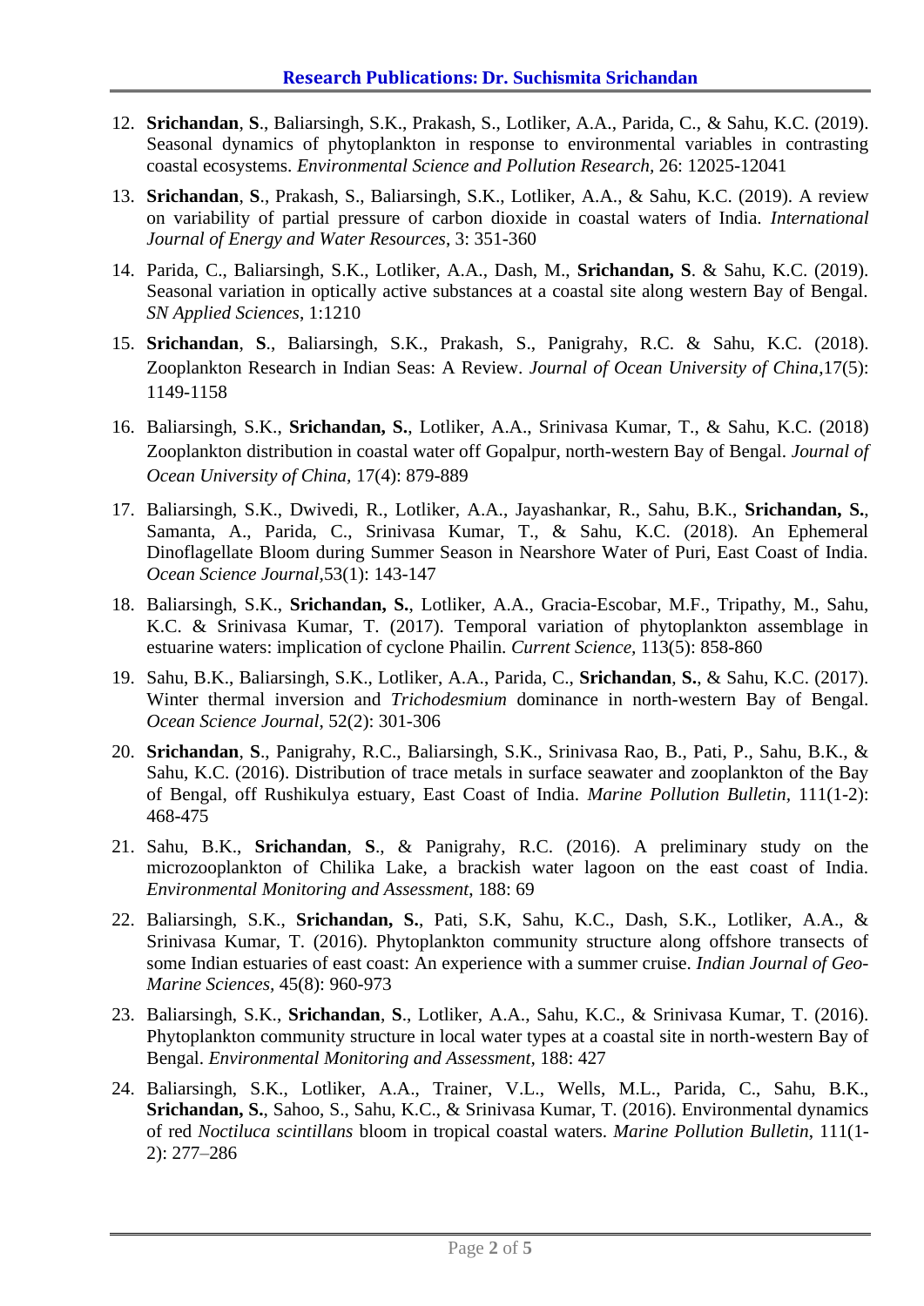## Research Publications: Dr. Suchismita Srichandan

12. **Srichandan**, **S**., Baliarsingh, S.K., Prakash, S., Lotliker, A.A., Parida, C., & Sahu, K.C. (2019). Seasonal dynamics of phytoplankton in response to environmental variables in contrasting coastal ecosystems. *Environmental Science and Pollution Research*, 26: 12025-12041

13. **Srichandan**, **S**., Prakash, S., Baliarsingh, S.K., Lotliker, A.A., & Sahu, K.C. (2019). A review on variability of partial pressure of carbon dioxide in coastal waters of India. *International Journal of Energy and Water Resources*, 3: 351-360

14. Parida, C., Baliarsingh, S.K., Lotliker, A.A., Dash, M., **Srichandan, S**. & Sahu, K.C. (2019). Seasonal variation in optically active substances at a coastal site along western Bay of Bengal. *SN Applied Sciences*, 1:1210

15. **Srichandan**, **S**., Baliarsingh, S.K., Prakash, S., Panigrahy, R.C. & Sahu, K.C. (2018). Zooplankton Research in Indian Seas: A Review. *Journal of Ocean University of China*,17(5): 1149-1158

16. Baliarsingh, S.K., **Srichandan, S.**, Lotliker, A.A., Srinivasa Kumar, T., & Sahu, K.C. (2018) Zooplankton distribution in coastal water off Gopalpur, north-western Bay of Bengal. *Journal of Ocean University of China*, 17(4): 879-889

17. Baliarsingh, S.K., Dwivedi, R., Lotliker, A.A., Jayashankar, R., Sahu, B.K., **Srichandan, S.**, Samanta, A., Parida, C., Srinivasa Kumar, T., & Sahu, K.C. (2018). An Ephemeral Dinoflagellate Bloom during Summer Season in Nearshore Water of Puri, East Coast of India. *Ocean Science Journal*,53(1): 143-147

18. Baliarsingh, S.K., **Srichandan, S.**, Lotliker, A.A., Gracia-Escobar, M.F., Tripathy, M., Sahu, K.C. & Srinivasa Kumar, T. (2017). Temporal variation of phytoplankton assemblage in estuarine waters: implication of cyclone Phailin. *Current Science*, 113(5): 858-860

19. Sahu, B.K., Baliarsingh, S.K., Lotliker, A.A., Parida, C., **Srichandan**, **S.**, & Sahu, K.C. (2017). Winter thermal inversion and *Trichodesmium* dominance in north-western Bay of Bengal. *Ocean Science Journal*, 52(2): 301-306

20. **Srichandan**, **S**., Panigrahy, R.C., Baliarsingh, S.K., Srinivasa Rao, B., Pati, P., Sahu, B.K., & Sahu, K.C. (2016). Distribution of trace metals in surface seawater and zooplankton of the Bay of Bengal, off Rushikulya estuary, East Coast of India. *Marine Pollution Bulletin*, 111(1-2): 468-475

21. Sahu, B.K., **Srichandan**, **S**., & Panigrahy, R.C. (2016). A preliminary study on the microzooplankton of Chilika Lake, a brackish water lagoon on the east coast of India. *Environmental Monitoring and Assessment*, 188: 69

22. Baliarsingh, S.K., **Srichandan, S.**, Pati, S.K, Sahu, K.C., Dash, S.K., Lotliker, A.A., & Srinivasa Kumar, T. (2016). Phytoplankton community structure along offshore transects of some Indian estuaries of east coast: An experience with a summer cruise. *Indian Journal of Geo-Marine Sciences*, 45(8): 960-973

23. Baliarsingh, S.K., **Srichandan**, **S**., Lotliker, A.A., Sahu, K.C., & Srinivasa Kumar, T. (2016). Phytoplankton community structure in local water types at a coastal site in north-western Bay of Bengal. *Environmental Monitoring and Assessment*, 188: 427

24. Baliarsingh, S.K., Lotliker, A.A., Trainer, V.L., Wells, M.L., Parida, C., Sahu, B.K., **Srichandan, S.**, Sahoo, S., Sahu, K.C., & Srinivasa Kumar, T. (2016). Environmental dynamics of red *Noctiluca scintillans* bloom in tropical coastal waters. *Marine Pollution Bulletin*, 111(1-2): 277–286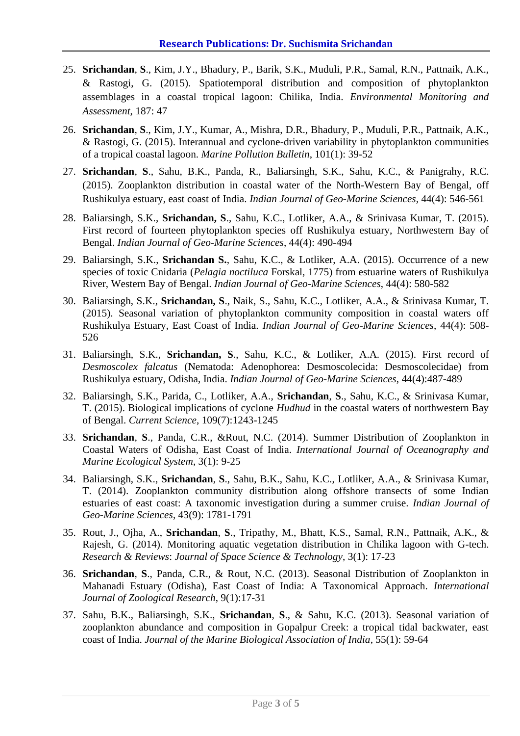25. **Srichandan**, **S**., Kim, J.Y., Bhadury, P., Barik, S.K., Muduli, P.R., Samal, R.N., Pattnaik, A.K., & Rastogi, G. (2015). Spatiotemporal distribution and composition of phytoplankton assemblages in a coastal tropical lagoon: Chilika, India. *Environmental Monitoring and Assessment*, 187: 47

26. **Srichandan**, **S**., Kim, J.Y., Kumar, A., Mishra, D.R., Bhadury, P., Muduli, P.R., Pattnaik, A.K., & Rastogi, G. (2015). Interannual and cyclone-driven variability in phytoplankton communities of a tropical coastal lagoon. *Marine Pollution Bulletin*, 101(1): 39-52

27. **Srichandan**, **S**., Sahu, B.K., Panda, R., Baliarsingh, S.K., Sahu, K.C., & Panigrahy, R.C. (2015). Zooplankton distribution in coastal water of the North-Western Bay of Bengal, off Rushikulya estuary, east coast of India. *Indian Journal of Geo-Marine Sciences*, 44(4): 546-561

28. Baliarsingh, S.K., **Srichandan, S**., Sahu, K.C., Lotliker, A.A., & Srinivasa Kumar, T. (2015). First record of fourteen phytoplankton species off Rushikulya estuary, Northwestern Bay of Bengal. *Indian Journal of Geo-Marine Sciences*, 44(4): 490-494

29. Baliarsingh, S.K., **Srichandan S.**, Sahu, K.C., & Lotliker, A.A. (2015). Occurrence of a new species of toxic Cnidaria (*Pelagia noctiluca* Forskal, 1775) from estuarine waters of Rushikulya River, Western Bay of Bengal. *Indian Journal of Geo-Marine Sciences*, 44(4): 580-582

30. Baliarsingh, S.K., **Srichandan, S**., Naik, S., Sahu, K.C., Lotliker, A.A., & Srinivasa Kumar, T. (2015). Seasonal variation of phytoplankton community composition in coastal waters off Rushikulya Estuary, East Coast of India. *Indian Journal of Geo-Marine Sciences*, 44(4): 508-526

31. Baliarsingh, S.K., **Srichandan, S**., Sahu, K.C., & Lotliker, A.A. (2015). First record of *Desmoscolex falcatus* (Nematoda: Adenophorea: Desmoscolecida: Desmoscolecidae) from Rushikulya estuary, Odisha, India. *Indian Journal of Geo-Marine Sciences*, 44(4):487-489

32. Baliarsingh, S.K., Parida, C., Lotliker, A.A., **Srichandan**, **S**., Sahu, K.C., & Srinivasa Kumar, T. (2015). Biological implications of cyclone *Hudhud* in the coastal waters of northwestern Bay of Bengal. *Current Science*, 109(7):1243-1245

33. **Srichandan**, **S**., Panda, C.R., &Rout, N.C. (2014). Summer Distribution of Zooplankton in Coastal Waters of Odisha, East Coast of India. *International Journal of Oceanography and Marine Ecological System*, 3(1): 9-25

34. Baliarsingh, S.K., **Srichandan**, **S**., Sahu, B.K., Sahu, K.C., Lotliker, A.A., & Srinivasa Kumar, T. (2014). Zooplankton community distribution along offshore transects of some Indian estuaries of east coast: A taxonomic investigation during a summer cruise. *Indian Journal of Geo-Marine Sciences*, 43(9): 1781-1791

35. Rout, J., Ojha, A., **Srichandan**, **S**., Tripathy, M., Bhatt, K.S., Samal, R.N., Pattnaik, A.K., & Rajesh, G. (2014). Monitoring aquatic vegetation distribution in Chilika lagoon with G-tech. *Research & Reviews*: *Journal of Space Science & Technology*, 3(1): 17-23

36. **Srichandan**, **S**., Panda, C.R., & Rout, N.C. (2013). Seasonal Distribution of Zooplankton in Mahanadi Estuary (Odisha), East Coast of India: A Taxonomical Approach. *International Journal of Zoological Research*, 9(1):17-31

37. Sahu, B.K., Baliarsingh, S.K., **Srichandan**, **S**., & Sahu, K.C. (2013). Seasonal variation of zooplankton abundance and composition in Gopalpur Creek: a tropical tidal backwater, east coast of India. *Journal of the Marine Biological Association of India*, 55(1): 59-64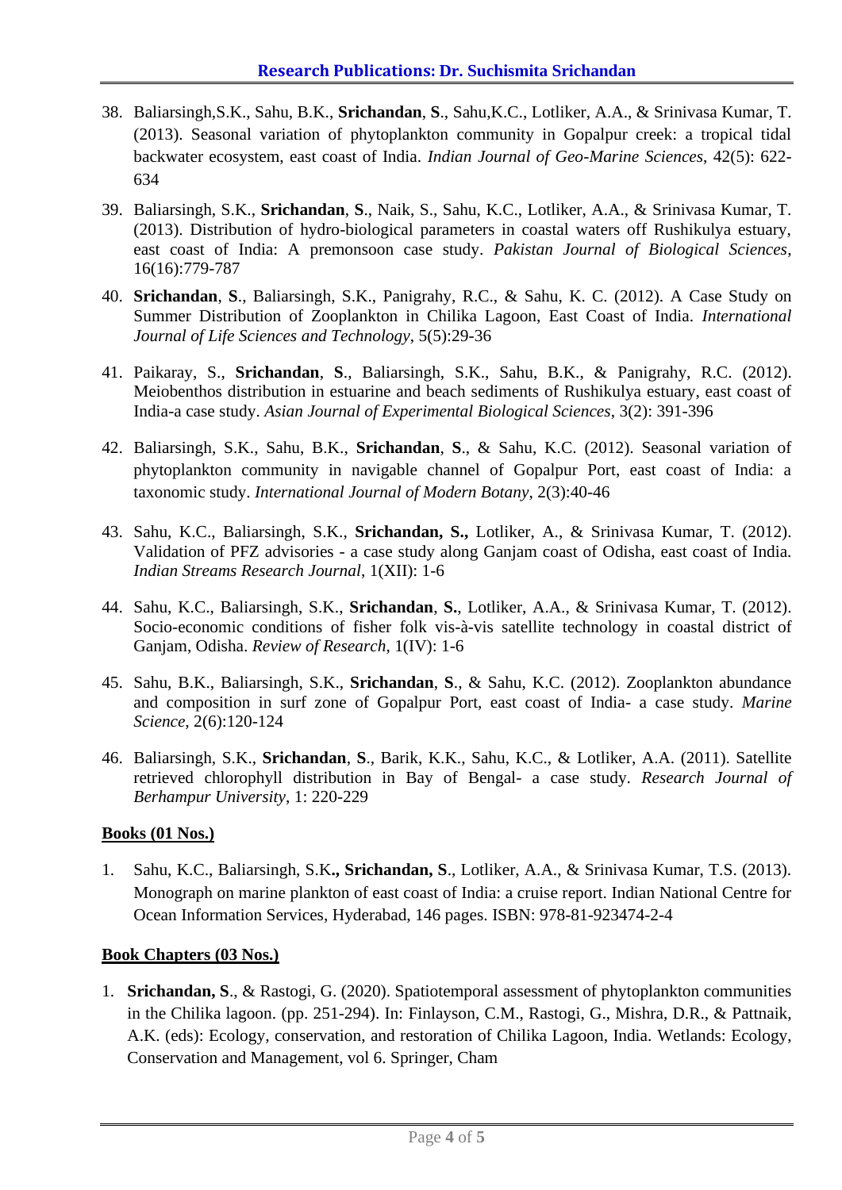## Research Publications: Dr. Suchismita Srichandan

38. Baliarsingh,S.K., Sahu, B.K., **Srichandan**, **S**., Sahu,K.C., Lotliker, A.A., & Srinivasa Kumar, T. (2013). Seasonal variation of phytoplankton community in Gopalpur creek: a tropical tidal backwater ecosystem, east coast of India. *Indian Journal of Geo-Marine Sciences*, 42(5): 622-634

39. Baliarsingh, S.K., **Srichandan**, **S**., Naik, S., Sahu, K.C., Lotliker, A.A., & Srinivasa Kumar, T. (2013). Distribution of hydro-biological parameters in coastal waters off Rushikulya estuary, east coast of India: A premonsoon case study. *Pakistan Journal of Biological Sciences*, 16(16):779-787

40. **Srichandan**, **S**., Baliarsingh, S.K., Panigrahy, R.C., & Sahu, K. C. (2012). A Case Study on Summer Distribution of Zooplankton in Chilika Lagoon, East Coast of India. *International Journal of Life Sciences and Technology*, 5(5):29-36

41. Paikaray, S., **Srichandan**, **S**., Baliarsingh, S.K., Sahu, B.K., & Panigrahy, R.C. (2012). Meiobenthos distribution in estuarine and beach sediments of Rushikulya estuary, east coast of India-a case study. *Asian Journal of Experimental Biological Sciences*, 3(2): 391-396

42. Baliarsingh, S.K., Sahu, B.K., **Srichandan**, **S**., & Sahu, K.C. (2012). Seasonal variation of phytoplankton community in navigable channel of Gopalpur Port, east coast of India: a taxonomic study. *International Journal of Modern Botany*, 2(3):40-46

43. Sahu, K.C., Baliarsingh, S.K., **Srichandan, S.,** Lotliker, A., & Srinivasa Kumar, T. (2012). Validation of PFZ advisories - a case study along Ganjam coast of Odisha, east coast of India. *Indian Streams Research Journal*, 1(XII): 1-6

44. Sahu, K.C., Baliarsingh, S.K., **Srichandan**, **S.**, Lotliker, A.A., & Srinivasa Kumar, T. (2012). Socio-economic conditions of fisher folk vis-à-vis satellite technology in coastal district of Ganjam, Odisha. *Review of Research*, 1(IV): 1-6

45. Sahu, B.K., Baliarsingh, S.K., **Srichandan**, **S**., & Sahu, K.C. (2012). Zooplankton abundance and composition in surf zone of Gopalpur Port, east coast of India- a case study. *Marine Science*, 2(6):120-124

46. Baliarsingh, S.K., **Srichandan**, **S**., Barik, K.K., Sahu, K.C., & Lotliker, A.A. (2011). Satellite retrieved chlorophyll distribution in Bay of Bengal- a case study. *Research Journal of Berhampur University*, 1: 220-229

### Books (01 Nos.)

1. Sahu, K.C., Baliarsingh, S.K**., Srichandan, S**., Lotliker, A.A., & Srinivasa Kumar, T.S. (2013). Monograph on marine plankton of east coast of India: a cruise report. Indian National Centre for Ocean Information Services, Hyderabad, 146 pages. ISBN: 978-81-923474-2-4

### Book Chapters (03 Nos.)

1. **Srichandan, S**., & Rastogi, G. (2020). Spatiotemporal assessment of phytoplankton communities in the Chilika lagoon. (pp. 251-294). In: Finlayson, C.M., Rastogi, G., Mishra, D.R., & Pattnaik, A.K. (eds): Ecology, conservation, and restoration of Chilika Lagoon, India. Wetlands: Ecology, Conservation and Management, vol 6. Springer, Cham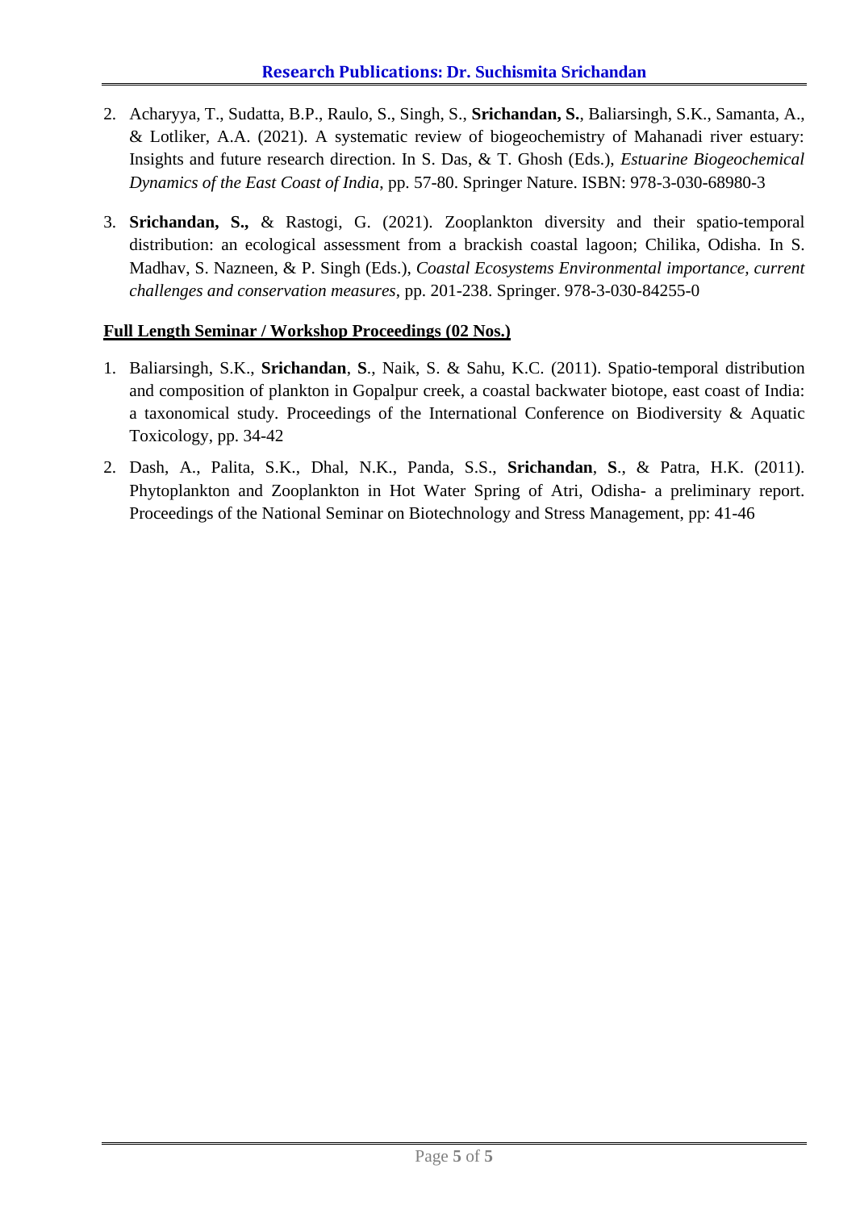2. Acharyya, T., Sudatta, B.P., Raulo, S., Singh, S., **Srichandan, S.**, Baliarsingh, S.K., Samanta, A., & Lotliker, A.A. (2021). A systematic review of biogeochemistry of Mahanadi river estuary: Insights and future research direction. In S. Das, & T. Ghosh (Eds.), *Estuarine Biogeochemical Dynamics of the East Coast of India*, pp. 57-80. Springer Nature. ISBN: 978-3-030-68980-3

3. **Srichandan, S.,** & Rastogi, G. (2021). Zooplankton diversity and their spatio-temporal distribution: an ecological assessment from a brackish coastal lagoon; Chilika, Odisha. In S. Madhav, S. Nazneen, & P. Singh (Eds.), *Coastal Ecosystems Environmental importance, current challenges and conservation measures*, pp. 201-238. Springer. 978-3-030-84255-0

**Full Length Seminar / Workshop Proceedings (02 Nos.)**

1. Baliarsingh, S.K., **Srichandan**, **S**., Naik, S. & Sahu, K.C. (2011). Spatio-temporal distribution and composition of plankton in Gopalpur creek, a coastal backwater biotope, east coast of India: a taxonomical study. Proceedings of the International Conference on Biodiversity & Aquatic Toxicology, pp. 34-42

2. Dash, A., Palita, S.K., Dhal, N.K., Panda, S.S., **Srichandan**, **S**., & Patra, H.K. (2011). Phytoplankton and Zooplankton in Hot Water Spring of Atri, Odisha- a preliminary report. Proceedings of the National Seminar on Biotechnology and Stress Management, pp: 41-46